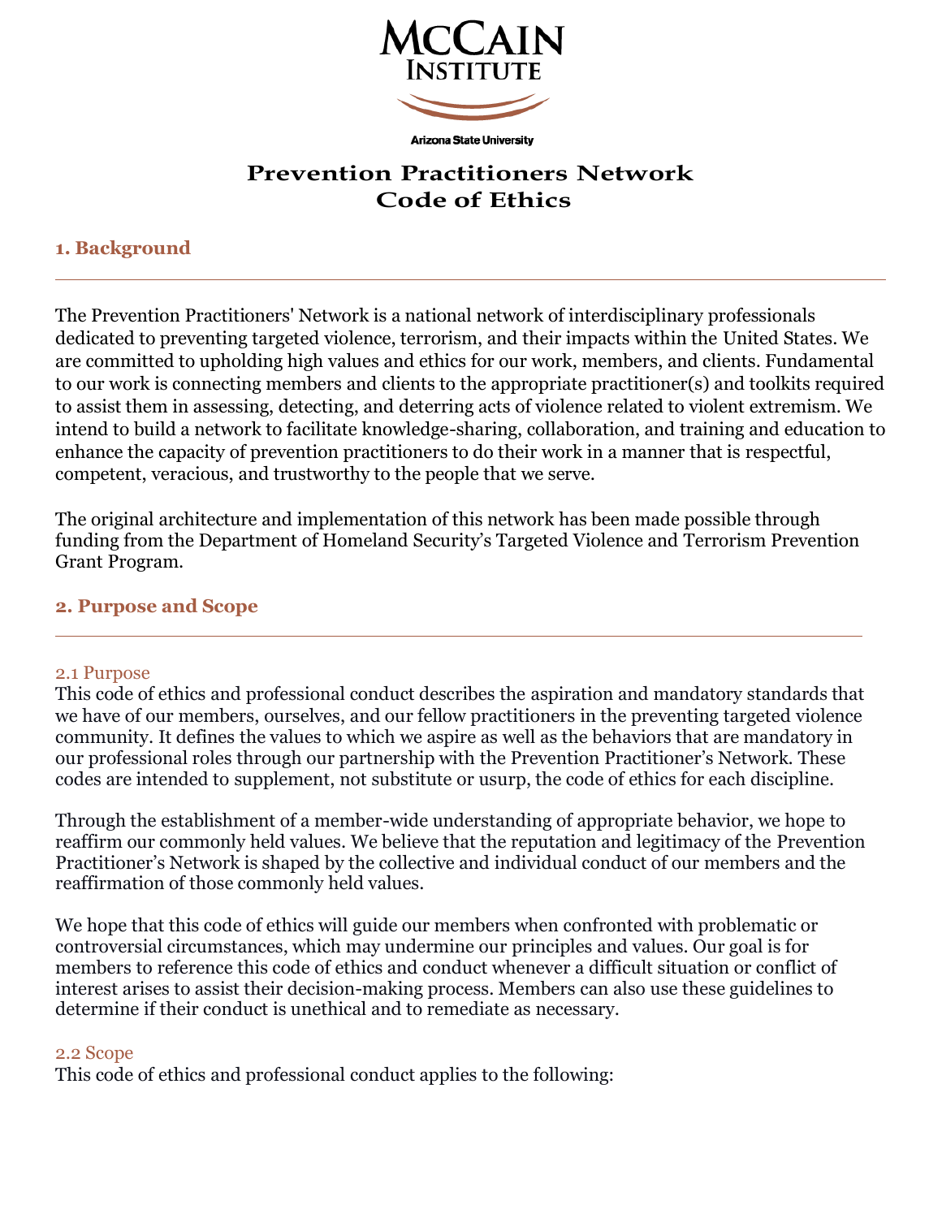# Prevention Practitioners Network Code of Ethics

## 1. Background

The Prevention Practitioners' Network is a national network of interdisciplinary professionals dedicated to preventing targeted violence, terrorism, and their impacts within the United States. We are committed to upholding high values and ethics for our work, members, and clients. Fundamental to our work is connecting members and clients to the appropriate practitioner(s) and toolkits required to assist them in assessing, detecting, and deterring acts of violence related to violent extremism. We intend to build a network to facilitate knowledge-sharing, collaboration, and training and education to enhance the capacity of prevention practitioners to do their work in a manner that is respectful, competent, veracious, and trustworthy to the people that we serve.

The original architecture and implementation of this network has been made possible through funding from the Department of Homeland Security's Targeted Violence and Terrorism Prevention Grant Program.

## 2. Purpose and Scope

### 2.1 Purpose

This code of ethics and professional conduct describes the aspiration and mandatory standards that we have of our members, ourselves, and our fellow practitioners in the preventing targeted violence community. It defines the values to which we aspire as well as the behaviors that are mandatory in our professional roles through our partnership with the Prevention Practitioner's Network. These codes are intended to supplement, not substitute or usurp, the code of ethics for each discipline.

Through the establishment of a member-wide understanding of appropriate behavior, we hope to reaffirm our commonly held values. We believe that the reputation and legitimacy of the Prevention Practitioner's Network is shaped by the collective and individual conduct of our members and the reaffirmation of those commonly held values.

We hope that this code of ethics will guide our members when confronted with problematic or controversial circumstances, which may undermine our principles and values. Our goal is for members to reference this code of ethics and conduct whenever a difficult situation or conflict of interest arises to assist their decision-making process. Members can also use these guidelines to determine if their conduct is unethical and to remediate as necessary.

### 2.2 Scope

This code of ethics and professional conduct applies to the following: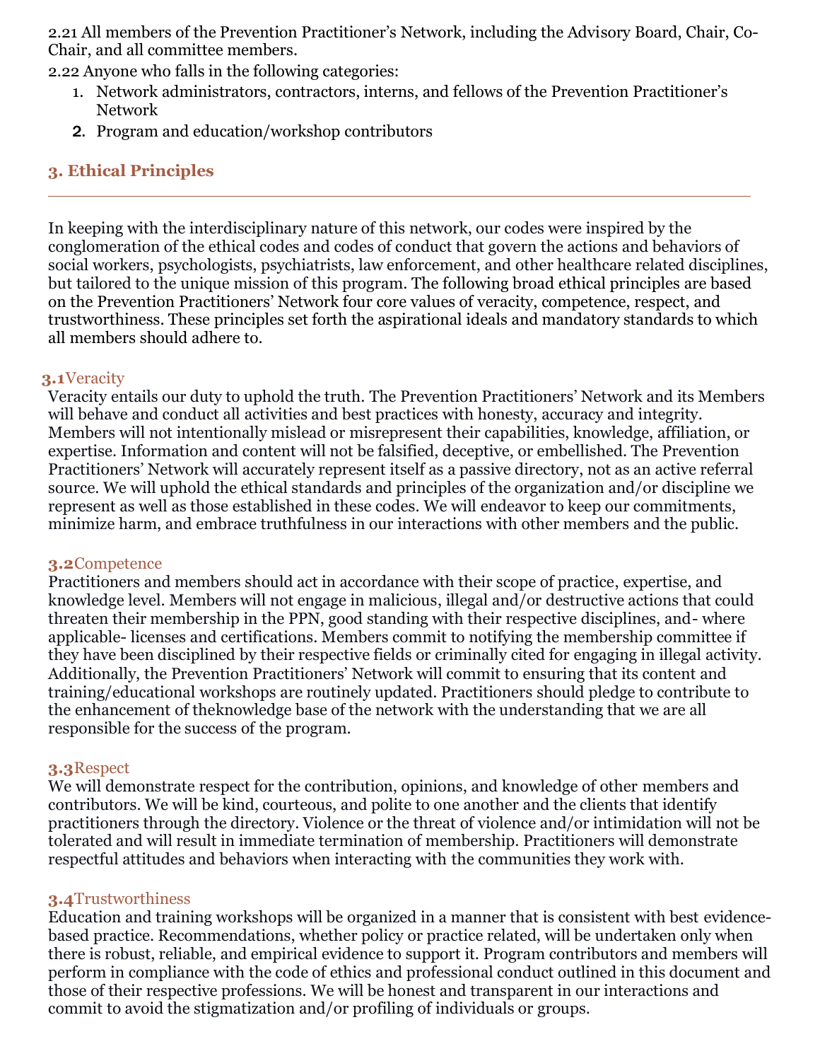2.21 All members of the Prevention Practitioner's Network, including the Advisory Board, Chair, Co-Chair, and all committee members.

2.22 Anyone who falls in the following categories:

1. Network administrators, contractors, interns, and fellows of the Prevention Practitioner's Network
2. Program and education/workshop contributors

## 3. Ethical Principles

In keeping with the interdisciplinary nature of this network, our codes were inspired by the conglomeration of the ethical codes and codes of conduct that govern the actions and behaviors of social workers, psychologists, psychiatrists, law enforcement, and other healthcare related disciplines, but tailored to the unique mission of this program. The following broad ethical principles are based on the Prevention Practitioners' Network four core values of veracity, competence, respect, and trustworthiness. These principles set forth the aspirational ideals and mandatory standards to which all members should adhere to.

### 3.1 Veracity

Veracity entails our duty to uphold the truth. The Prevention Practitioners' Network and its Members will behave and conduct all activities and best practices with honesty, accuracy and integrity. Members will not intentionally mislead or misrepresent their capabilities, knowledge, affiliation, or expertise. Information and content will not be falsified, deceptive, or embellished. The Prevention Practitioners' Network will accurately represent itself as a passive directory, not as an active referral source. We will uphold the ethical standards and principles of the organization and/or discipline we represent as well as those established in these codes. We will endeavor to keep our commitments, minimize harm, and embrace truthfulness in our interactions with other members and the public.

### 3.2 Competence

Practitioners and members should act in accordance with their scope of practice, expertise, and knowledge level. Members will not engage in malicious, illegal and/or destructive actions that could threaten their membership in the PPN, good standing with their respective disciplines, and- where applicable- licenses and certifications. Members commit to notifying the membership committee if they have been disciplined by their respective fields or criminally cited for engaging in illegal activity. Additionally, the Prevention Practitioners' Network will commit to ensuring that its content and training/educational workshops are routinely updated. Practitioners should pledge to contribute to the enhancement of theknowledge base of the network with the understanding that we are all responsible for the success of the program.

### 3.3 Respect

We will demonstrate respect for the contribution, opinions, and knowledge of other members and contributors. We will be kind, courteous, and polite to one another and the clients that identify practitioners through the directory. Violence or the threat of violence and/or intimidation will not be tolerated and will result in immediate termination of membership. Practitioners will demonstrate respectful attitudes and behaviors when interacting with the communities they work with.

### 3.4 Trustworthiness

Education and training workshops will be organized in a manner that is consistent with best evidence-based practice. Recommendations, whether policy or practice related, will be undertaken only when there is robust, reliable, and empirical evidence to support it. Program contributors and members will perform in compliance with the code of ethics and professional conduct outlined in this document and those of their respective professions. We will be honest and transparent in our interactions and commit to avoid the stigmatization and/or profiling of individuals or groups.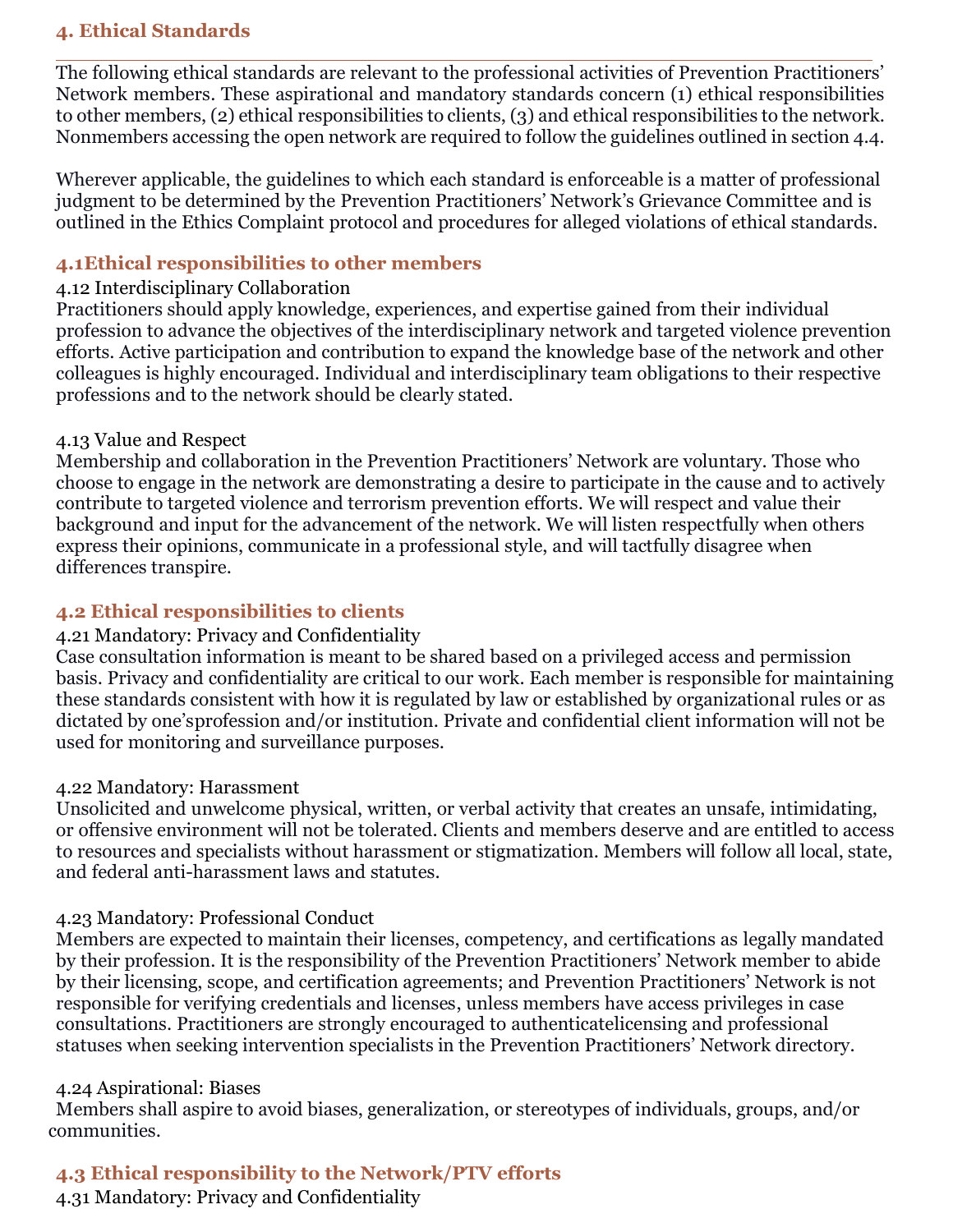## 4. Ethical Standards

The following ethical standards are relevant to the professional activities of Prevention Practitioners' Network members. These aspirational and mandatory standards concern (1) ethical responsibilities to other members, (2) ethical responsibilities to clients, (3) and ethical responsibilities to the network. Nonmembers accessing the open network are required to follow the guidelines outlined in section 4.4.

Wherever applicable, the guidelines to which each standard is enforceable is a matter of professional judgment to be determined by the Prevention Practitioners' Network's Grievance Committee and is outlined in the Ethics Complaint protocol and procedures for alleged violations of ethical standards.

### 4.1Ethical responsibilities to other members

4.12 Interdisciplinary Collaboration
Practitioners should apply knowledge, experiences, and expertise gained from their individual profession to advance the objectives of the interdisciplinary network and targeted violence prevention efforts. Active participation and contribution to expand the knowledge base of the network and other colleagues is highly encouraged. Individual and interdisciplinary team obligations to their respective professions and to the network should be clearly stated.

4.13 Value and Respect
Membership and collaboration in the Prevention Practitioners' Network are voluntary. Those who choose to engage in the network are demonstrating a desire to participate in the cause and to actively contribute to targeted violence and terrorism prevention efforts. We will respect and value their background and input for the advancement of the network. We will listen respectfully when others express their opinions, communicate in a professional style, and will tactfully disagree when differences transpire.

### 4.2 Ethical responsibilities to clients

4.21 Mandatory: Privacy and Confidentiality
Case consultation information is meant to be shared based on a privileged access and permission basis. Privacy and confidentiality are critical to our work. Each member is responsible for maintaining these standards consistent with how it is regulated by law or established by organizational rules or as dictated by one'sprofession and/or institution. Private and confidential client information will not be used for monitoring and surveillance purposes.

4.22 Mandatory: Harassment
Unsolicited and unwelcome physical, written, or verbal activity that creates an unsafe, intimidating, or offensive environment will not be tolerated. Clients and members deserve and are entitled to access to resources and specialists without harassment or stigmatization. Members will follow all local, state, and federal anti-harassment laws and statutes.

4.23 Mandatory: Professional Conduct
Members are expected to maintain their licenses, competency, and certifications as legally mandated by their profession. It is the responsibility of the Prevention Practitioners' Network member to abide by their licensing, scope, and certification agreements; and Prevention Practitioners' Network is not responsible for verifying credentials and licenses, unless members have access privileges in case consultations. Practitioners are strongly encouraged to authenticatelicensing and professional statuses when seeking intervention specialists in the Prevention Practitioners' Network directory.

4.24 Aspirational: Biases
Members shall aspire to avoid biases, generalization, or stereotypes of individuals, groups, and/or communities.

### 4.3 Ethical responsibility to the Network/PTV efforts

4.31 Mandatory: Privacy and Confidentiality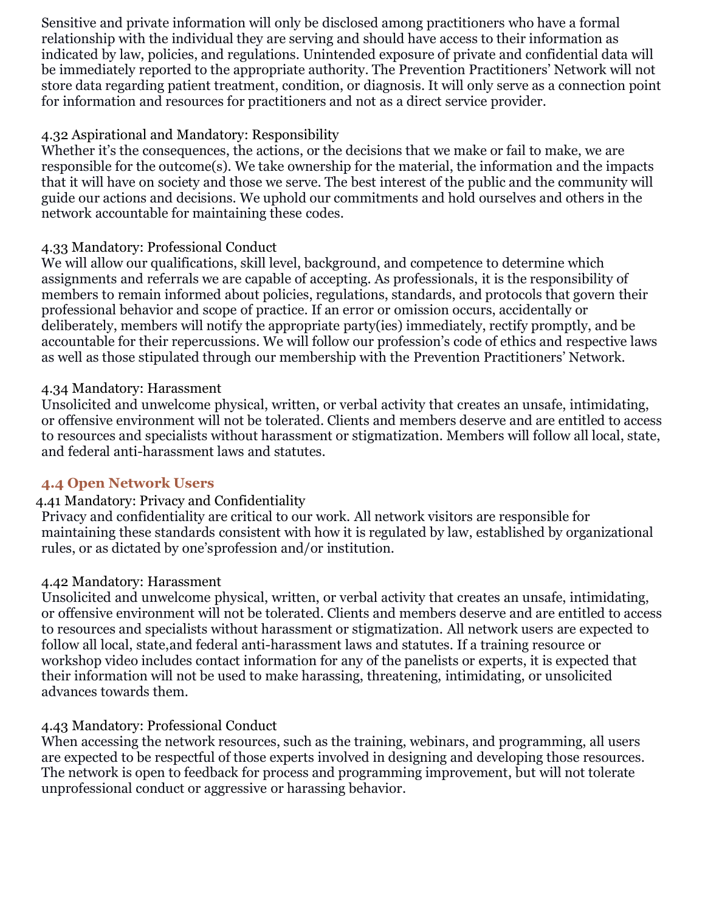Sensitive and private information will only be disclosed among practitioners who have a formal relationship with the individual they are serving and should have access to their information as indicated by law, policies, and regulations. Unintended exposure of private and confidential data will be immediately reported to the appropriate authority. The Prevention Practitioners' Network will not store data regarding patient treatment, condition, or diagnosis. It will only serve as a connection point for information and resources for practitioners and not as a direct service provider.

4.32 Aspirational and Mandatory: Responsibility
Whether it's the consequences, the actions, or the decisions that we make or fail to make, we are responsible for the outcome(s). We take ownership for the material, the information and the impacts that it will have on society and those we serve. The best interest of the public and the community will guide our actions and decisions. We uphold our commitments and hold ourselves and others in the network accountable for maintaining these codes.

4.33 Mandatory: Professional Conduct
We will allow our qualifications, skill level, background, and competence to determine which assignments and referrals we are capable of accepting. As professionals, it is the responsibility of members to remain informed about policies, regulations, standards, and protocols that govern their professional behavior and scope of practice. If an error or omission occurs, accidentally or deliberately, members will notify the appropriate party(ies) immediately, rectify promptly, and be accountable for their repercussions. We will follow our profession's code of ethics and respective laws as well as those stipulated through our membership with the Prevention Practitioners' Network.

4.34 Mandatory: Harassment
Unsolicited and unwelcome physical, written, or verbal activity that creates an unsafe, intimidating, or offensive environment will not be tolerated. Clients and members deserve and are entitled to access to resources and specialists without harassment or stigmatization. Members will follow all local, state, and federal anti-harassment laws and statutes.

### 4.4 Open Network Users

4.41 Mandatory: Privacy and Confidentiality
Privacy and confidentiality are critical to our work. All network visitors are responsible for maintaining these standards consistent with how it is regulated by law, established by organizational rules, or as dictated by one'sprofession and/or institution.

4.42 Mandatory: Harassment
Unsolicited and unwelcome physical, written, or verbal activity that creates an unsafe, intimidating, or offensive environment will not be tolerated. Clients and members deserve and are entitled to access to resources and specialists without harassment or stigmatization. All network users are expected to follow all local, state,and federal anti-harassment laws and statutes. If a training resource or workshop video includes contact information for any of the panelists or experts, it is expected that their information will not be used to make harassing, threatening, intimidating, or unsolicited advances towards them.

4.43 Mandatory: Professional Conduct
When accessing the network resources, such as the training, webinars, and programming, all users are expected to be respectful of those experts involved in designing and developing those resources. The network is open to feedback for process and programming improvement, but will not tolerate unprofessional conduct or aggressive or harassing behavior.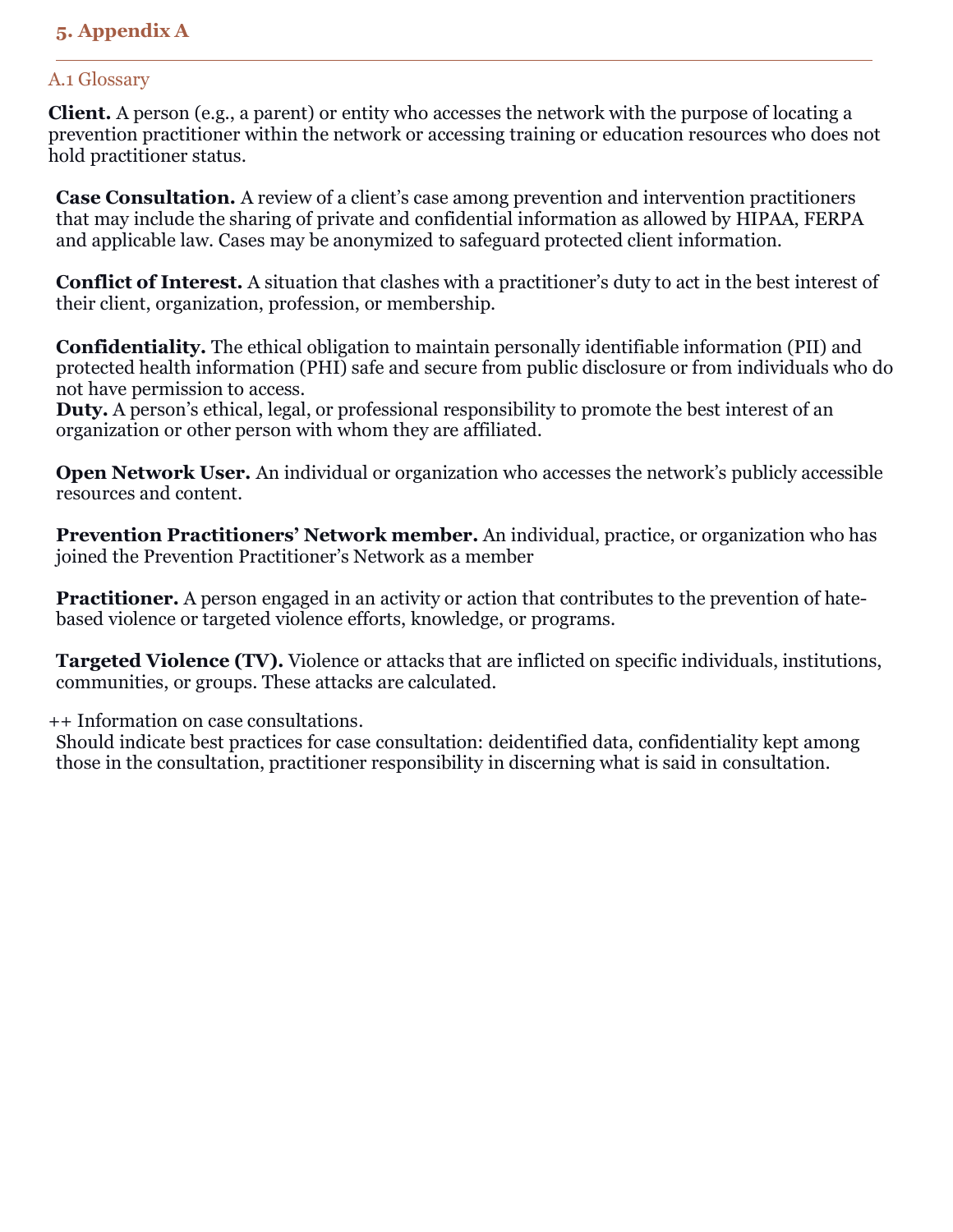## 5. Appendix A

### A.1 Glossary

**Client.** A person (e.g., a parent) or entity who accesses the network with the purpose of locating a prevention practitioner within the network or accessing training or education resources who does not hold practitioner status.

**Case Consultation.** A review of a client's case among prevention and intervention practitioners that may include the sharing of private and confidential information as allowed by HIPAA, FERPA and applicable law. Cases may be anonymized to safeguard protected client information.

**Conflict of Interest.** A situation that clashes with a practitioner's duty to act in the best interest of their client, organization, profession, or membership.

**Confidentiality.** The ethical obligation to maintain personally identifiable information (PII) and protected health information (PHI) safe and secure from public disclosure or from individuals who do not have permission to access.

**Duty.** A person's ethical, legal, or professional responsibility to promote the best interest of an organization or other person with whom they are affiliated.

**Open Network User.** An individual or organization who accesses the network's publicly accessible resources and content.

**Prevention Practitioners' Network member.** An individual, practice, or organization who has joined the Prevention Practitioner's Network as a member

**Practitioner.** A person engaged in an activity or action that contributes to the prevention of hate-based violence or targeted violence efforts, knowledge, or programs.

**Targeted Violence (TV).** Violence or attacks that are inflicted on specific individuals, institutions, communities, or groups. These attacks are calculated.

++ Information on case consultations.

Should indicate best practices for case consultation: deidentified data, confidentiality kept among those in the consultation, practitioner responsibility in discerning what is said in consultation.